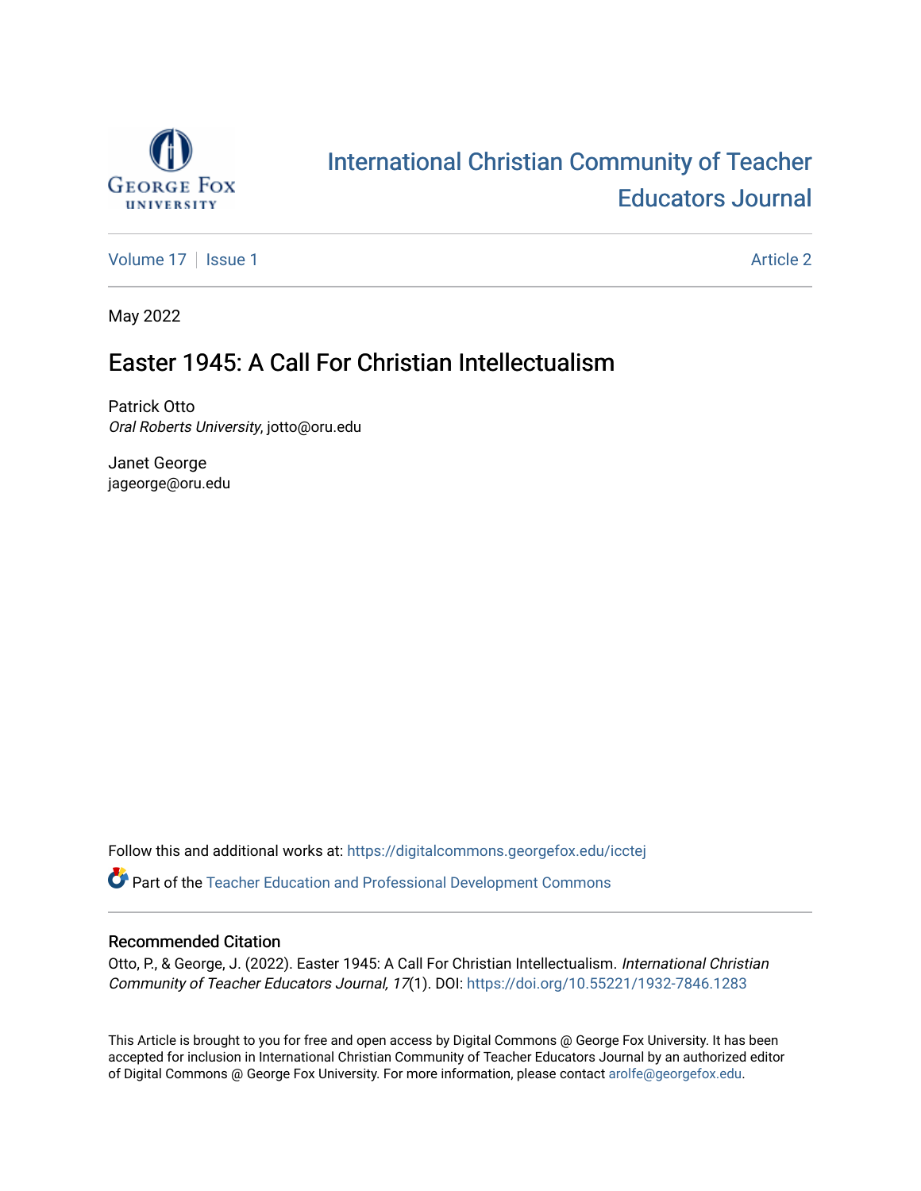International Christian Community of Teacher Educators Journal

Volume 17 | Issue 1 | Article 2

May 2022

# Easter 1945: A Call For Christian Intellectualism

Patrick Otto
*Oral Roberts University*, jotto@oru.edu

Janet George
jageorge@oru.edu

Follow this and additional works at: https://digitalcommons.georgefox.edu/icctej

Part of the Teacher Education and Professional Development Commons

## Recommended Citation

Otto, P., & George, J. (2022). Easter 1945: A Call For Christian Intellectualism. *International Christian Community of Teacher Educators Journal, 17*(1). DOI: https://doi.org/10.55221/1932-7846.1283

This Article is brought to you for free and open access by Digital Commons @ George Fox University. It has been accepted for inclusion in International Christian Community of Teacher Educators Journal by an authorized editor of Digital Commons @ George Fox University. For more information, please contact arolfe@georgefox.edu.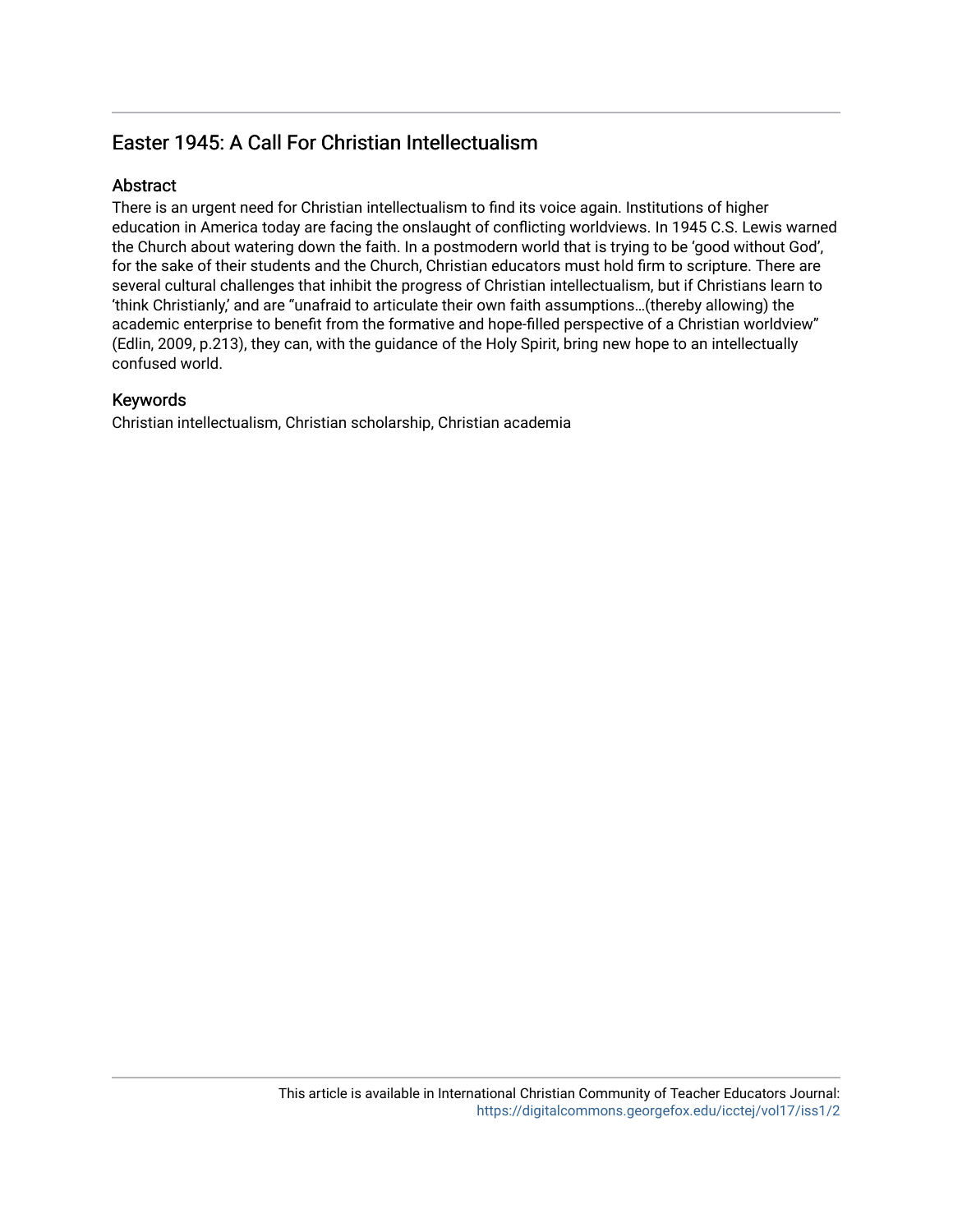## Easter 1945: A Call For Christian Intellectualism

### Abstract

There is an urgent need for Christian intellectualism to find its voice again. Institutions of higher education in America today are facing the onslaught of conflicting worldviews. In 1945 C.S. Lewis warned the Church about watering down the faith. In a postmodern world that is trying to be 'good without God', for the sake of their students and the Church, Christian educators must hold firm to scripture. There are several cultural challenges that inhibit the progress of Christian intellectualism, but if Christians learn to 'think Christianly,' and are "unafraid to articulate their own faith assumptions…(thereby allowing) the academic enterprise to benefit from the formative and hope-filled perspective of a Christian worldview" (Edlin, 2009, p.213), they can, with the guidance of the Holy Spirit, bring new hope to an intellectually confused world.

### Keywords

Christian intellectualism, Christian scholarship, Christian academia

This article is available in International Christian Community of Teacher Educators Journal: https://digitalcommons.georgefox.edu/icctej/vol17/iss1/2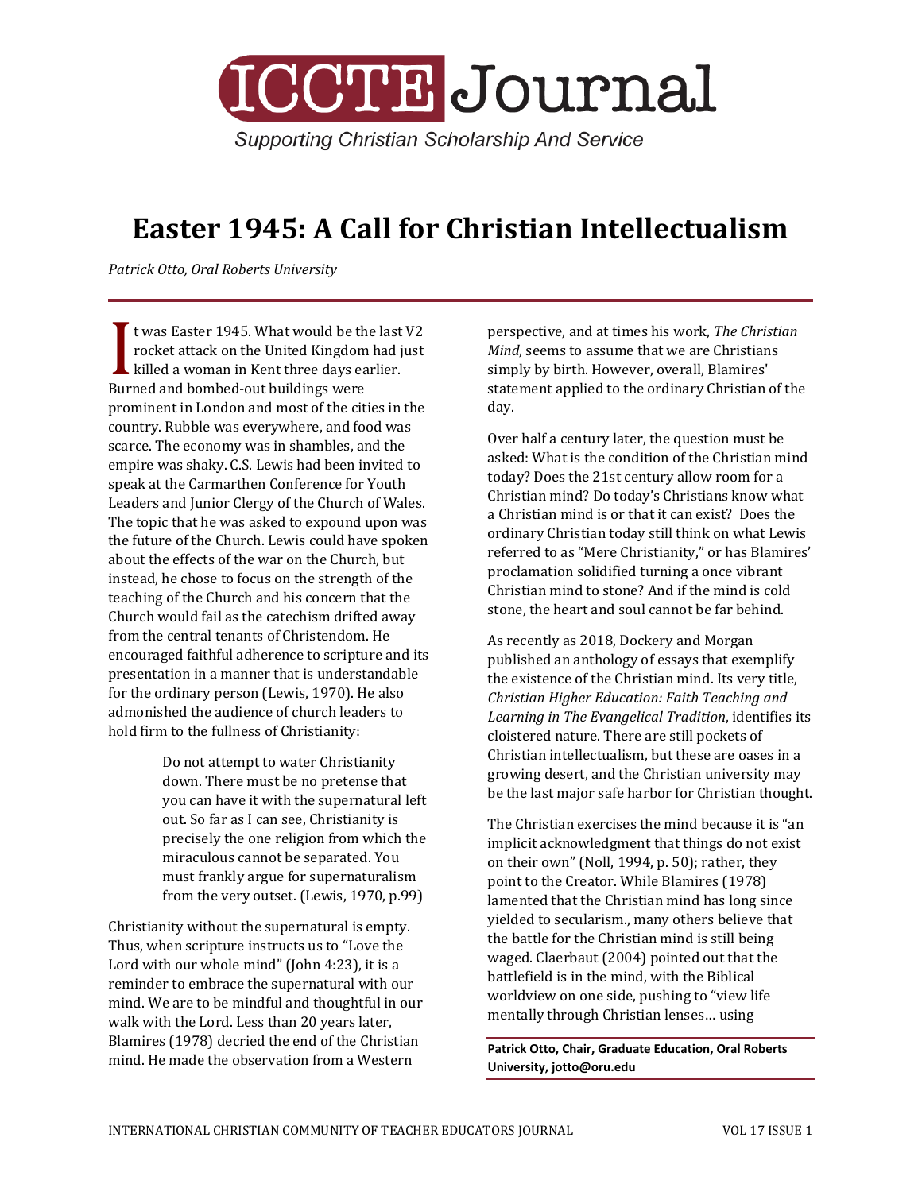# Easter 1945: A Call for Christian Intellectualism

*Patrick Otto, Oral Roberts University*

It was Easter 1945. What would be the last V2 rocket attack on the United Kingdom had just killed a woman in Kent three days earlier. Burned and bombed-out buildings were prominent in London and most of the cities in the country. Rubble was everywhere, and food was scarce. The economy was in shambles, and the empire was shaky. C.S. Lewis had been invited to speak at the Carmarthen Conference for Youth Leaders and Junior Clergy of the Church of Wales. The topic that he was asked to expound upon was the future of the Church. Lewis could have spoken about the effects of the war on the Church, but instead, he chose to focus on the strength of the teaching of the Church and his concern that the Church would fail as the catechism drifted away from the central tenants of Christendom. He encouraged faithful adherence to scripture and its presentation in a manner that is understandable for the ordinary person (Lewis, 1970). He also admonished the audience of church leaders to hold firm to the fullness of Christianity:

> Do not attempt to water Christianity down. There must be no pretense that you can have it with the supernatural left out. So far as I can see, Christianity is precisely the one religion from which the miraculous cannot be separated. You must frankly argue for supernaturalism from the very outset. (Lewis, 1970, p.99)

Christianity without the supernatural is empty. Thus, when scripture instructs us to "Love the Lord with our whole mind" (John 4:23), it is a reminder to embrace the supernatural with our mind. We are to be mindful and thoughtful in our walk with the Lord. Less than 20 years later, Blamires (1978) decried the end of the Christian mind. He made the observation from a Western perspective, and at times his work, *The Christian Mind*, seems to assume that we are Christians simply by birth. However, overall, Blamires' statement applied to the ordinary Christian of the day.

Over half a century later, the question must be asked: What is the condition of the Christian mind today? Does the 21st century allow room for a Christian mind? Do today's Christians know what a Christian mind is or that it can exist? Does the ordinary Christian today still think on what Lewis referred to as "Mere Christianity," or has Blamires' proclamation solidified turning a once vibrant Christian mind to stone? And if the mind is cold stone, the heart and soul cannot be far behind.

As recently as 2018, Dockery and Morgan published an anthology of essays that exemplify the existence of the Christian mind. Its very title, *Christian Higher Education: Faith Teaching and Learning in The Evangelical Tradition*, identifies its cloistered nature. There are still pockets of Christian intellectualism, but these are oases in a growing desert, and the Christian university may be the last major safe harbor for Christian thought.

The Christian exercises the mind because it is "an implicit acknowledgment that things do not exist on their own" (Noll, 1994, p. 50); rather, they point to the Creator. While Blamires (1978) lamented that the Christian mind has long since yielded to secularism., many others believe that the battle for the Christian mind is still being waged. Claerbaut (2004) pointed out that the battlefield is in the mind, with the Biblical worldview on one side, pushing to "view life mentally through Christian lenses… using

**Patrick Otto, Chair, Graduate Education, Oral Roberts University, jotto@oru.edu**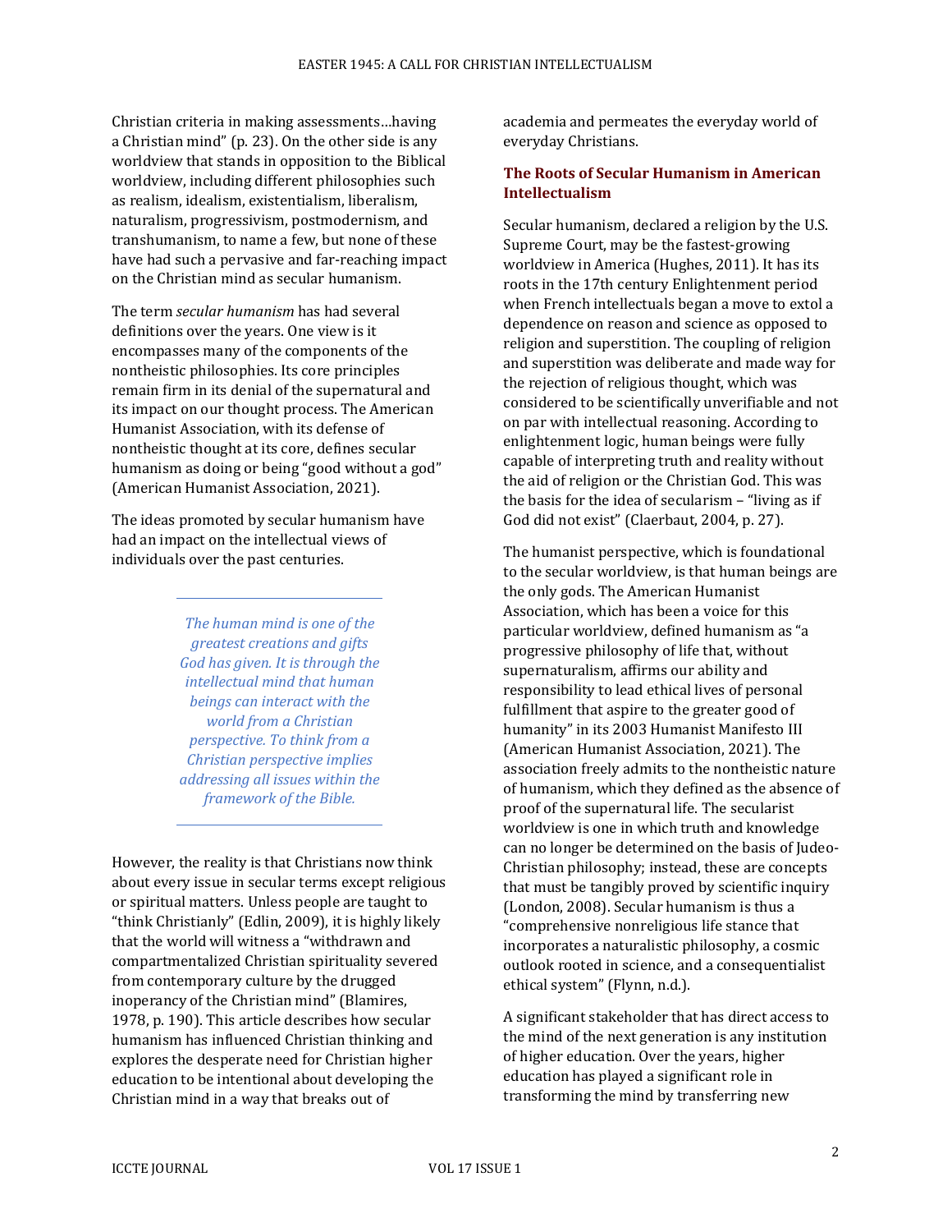Christian criteria in making assessments…having a Christian mind" (p. 23). On the other side is any worldview that stands in opposition to the Biblical worldview, including different philosophies such as realism, idealism, existentialism, liberalism, naturalism, progressivism, postmodernism, and transhumanism, to name a few, but none of these have had such a pervasive and far-reaching impact on the Christian mind as secular humanism.

The term *secular humanism* has had several definitions over the years. One view is it encompasses many of the components of the nontheistic philosophies. Its core principles remain firm in its denial of the supernatural and its impact on our thought process. The American Humanist Association, with its defense of nontheistic thought at its core, defines secular humanism as doing or being "good without a god" (American Humanist Association, 2021).

The ideas promoted by secular humanism have had an impact on the intellectual views of individuals over the past centuries.

> *The human mind is one of the greatest creations and gifts God has given. It is through the intellectual mind that human beings can interact with the world from a Christian perspective. To think from a Christian perspective implies addressing all issues within the framework of the Bible.*

However, the reality is that Christians now think about every issue in secular terms except religious or spiritual matters. Unless people are taught to "think Christianly" (Edlin, 2009), it is highly likely that the world will witness a "withdrawn and compartmentalized Christian spirituality severed from contemporary culture by the drugged inoperancy of the Christian mind" (Blamires, 1978, p. 190). This article describes how secular humanism has influenced Christian thinking and explores the desperate need for Christian higher education to be intentional about developing the Christian mind in a way that breaks out of academia and permeates the everyday world of everyday Christians.

## The Roots of Secular Humanism in American Intellectualism

Secular humanism, declared a religion by the U.S. Supreme Court, may be the fastest-growing worldview in America (Hughes, 2011). It has its roots in the 17th century Enlightenment period when French intellectuals began a move to extol a dependence on reason and science as opposed to religion and superstition. The coupling of religion and superstition was deliberate and made way for the rejection of religious thought, which was considered to be scientifically unverifiable and not on par with intellectual reasoning. According to enlightenment logic, human beings were fully capable of interpreting truth and reality without the aid of religion or the Christian God. This was the basis for the idea of secularism – "living as if God did not exist" (Claerbaut, 2004, p. 27).

The humanist perspective, which is foundational to the secular worldview, is that human beings are the only gods. The American Humanist Association, which has been a voice for this particular worldview, defined humanism as "a progressive philosophy of life that, without supernaturalism, affirms our ability and responsibility to lead ethical lives of personal fulfillment that aspire to the greater good of humanity" in its 2003 Humanist Manifesto III (American Humanist Association, 2021). The association freely admits to the nontheistic nature of humanism, which they defined as the absence of proof of the supernatural life. The secularist worldview is one in which truth and knowledge can no longer be determined on the basis of Judeo-Christian philosophy; instead, these are concepts that must be tangibly proved by scientific inquiry (London, 2008). Secular humanism is thus a "comprehensive nonreligious life stance that incorporates a naturalistic philosophy, a cosmic outlook rooted in science, and a consequentialist ethical system" (Flynn, n.d.).

A significant stakeholder that has direct access to the mind of the next generation is any institution of higher education. Over the years, higher education has played a significant role in transforming the mind by transferring new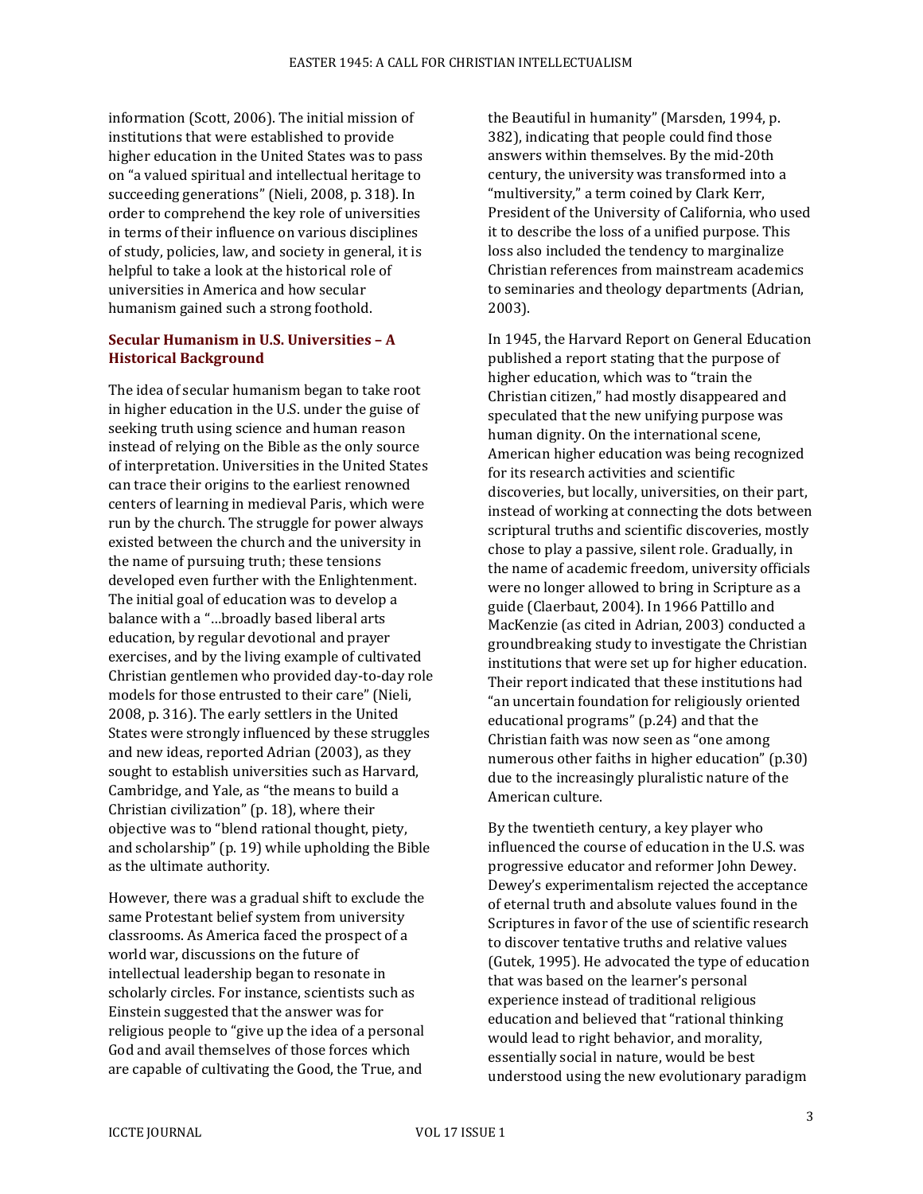information (Scott, 2006). The initial mission of institutions that were established to provide higher education in the United States was to pass on "a valued spiritual and intellectual heritage to succeeding generations" (Nieli, 2008, p. 318). In order to comprehend the key role of universities in terms of their influence on various disciplines of study, policies, law, and society in general, it is helpful to take a look at the historical role of universities in America and how secular humanism gained such a strong foothold.

## Secular Humanism in U.S. Universities – A Historical Background

The idea of secular humanism began to take root in higher education in the U.S. under the guise of seeking truth using science and human reason instead of relying on the Bible as the only source of interpretation. Universities in the United States can trace their origins to the earliest renowned centers of learning in medieval Paris, which were run by the church. The struggle for power always existed between the church and the university in the name of pursuing truth; these tensions developed even further with the Enlightenment. The initial goal of education was to develop a balance with a "…broadly based liberal arts education, by regular devotional and prayer exercises, and by the living example of cultivated Christian gentlemen who provided day-to-day role models for those entrusted to their care" (Nieli, 2008, p. 316). The early settlers in the United States were strongly influenced by these struggles and new ideas, reported Adrian (2003), as they sought to establish universities such as Harvard, Cambridge, and Yale, as "the means to build a Christian civilization" (p. 18), where their objective was to "blend rational thought, piety, and scholarship" (p. 19) while upholding the Bible as the ultimate authority.

However, there was a gradual shift to exclude the same Protestant belief system from university classrooms. As America faced the prospect of a world war, discussions on the future of intellectual leadership began to resonate in scholarly circles. For instance, scientists such as Einstein suggested that the answer was for religious people to "give up the idea of a personal God and avail themselves of those forces which are capable of cultivating the Good, the True, and the Beautiful in humanity" (Marsden, 1994, p. 382), indicating that people could find those answers within themselves. By the mid-20th century, the university was transformed into a "multiversity," a term coined by Clark Kerr, President of the University of California, who used it to describe the loss of a unified purpose. This loss also included the tendency to marginalize Christian references from mainstream academics to seminaries and theology departments (Adrian, 2003).

In 1945, the Harvard Report on General Education published a report stating that the purpose of higher education, which was to "train the Christian citizen," had mostly disappeared and speculated that the new unifying purpose was human dignity. On the international scene, American higher education was being recognized for its research activities and scientific discoveries, but locally, universities, on their part, instead of working at connecting the dots between scriptural truths and scientific discoveries, mostly chose to play a passive, silent role. Gradually, in the name of academic freedom, university officials were no longer allowed to bring in Scripture as a guide (Claerbaut, 2004). In 1966 Pattillo and MacKenzie (as cited in Adrian, 2003) conducted a groundbreaking study to investigate the Christian institutions that were set up for higher education. Their report indicated that these institutions had "an uncertain foundation for religiously oriented educational programs" (p.24) and that the Christian faith was now seen as "one among numerous other faiths in higher education" (p.30) due to the increasingly pluralistic nature of the American culture.

By the twentieth century, a key player who influenced the course of education in the U.S. was progressive educator and reformer John Dewey. Dewey's experimentalism rejected the acceptance of eternal truth and absolute values found in the Scriptures in favor of the use of scientific research to discover tentative truths and relative values (Gutek, 1995). He advocated the type of education that was based on the learner's personal experience instead of traditional religious education and believed that "rational thinking would lead to right behavior, and morality, essentially social in nature, would be best understood using the new evolutionary paradigm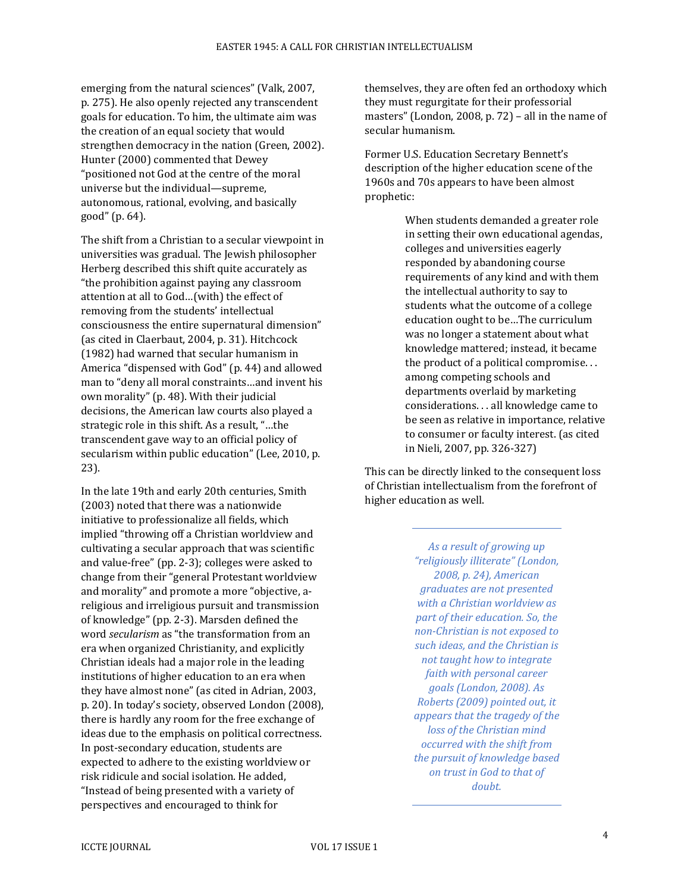emerging from the natural sciences" (Valk, 2007, p. 275). He also openly rejected any transcendent goals for education. To him, the ultimate aim was the creation of an equal society that would strengthen democracy in the nation (Green, 2002). Hunter (2000) commented that Dewey "positioned not God at the centre of the moral universe but the individual—supreme, autonomous, rational, evolving, and basically good" (p. 64).

The shift from a Christian to a secular viewpoint in universities was gradual. The Jewish philosopher Herberg described this shift quite accurately as "the prohibition against paying any classroom attention at all to God…(with) the effect of removing from the students' intellectual consciousness the entire supernatural dimension" (as cited in Claerbaut, 2004, p. 31). Hitchcock (1982) had warned that secular humanism in America "dispensed with God" (p. 44) and allowed man to "deny all moral constraints…and invent his own morality" (p. 48). With their judicial decisions, the American law courts also played a strategic role in this shift. As a result, "…the transcendent gave way to an official policy of secularism within public education" (Lee, 2010, p. 23).

In the late 19th and early 20th centuries, Smith (2003) noted that there was a nationwide initiative to professionalize all fields, which implied "throwing off a Christian worldview and cultivating a secular approach that was scientific and value-free" (pp. 2-3); colleges were asked to change from their "general Protestant worldview and morality" and promote a more "objective, a-religious and irreligious pursuit and transmission of knowledge" (pp. 2-3). Marsden defined the word *secularism* as "the transformation from an era when organized Christianity, and explicitly Christian ideals had a major role in the leading institutions of higher education to an era when they have almost none" (as cited in Adrian, 2003, p. 20). In today's society, observed London (2008), there is hardly any room for the free exchange of ideas due to the emphasis on political correctness. In post-secondary education, students are expected to adhere to the existing worldview or risk ridicule and social isolation. He added, "Instead of being presented with a variety of perspectives and encouraged to think for themselves, they are often fed an orthodoxy which they must regurgitate for their professorial masters" (London, 2008, p. 72) – all in the name of secular humanism.

Former U.S. Education Secretary Bennett's description of the higher education scene of the 1960s and 70s appears to have been almost prophetic:

> When students demanded a greater role in setting their own educational agendas, colleges and universities eagerly responded by abandoning course requirements of any kind and with them the intellectual authority to say to students what the outcome of a college education ought to be…The curriculum was no longer a statement about what knowledge mattered; instead, it became the product of a political compromise. . . among competing schools and departments overlaid by marketing considerations. . . all knowledge came to be seen as relative in importance, relative to consumer or faculty interest. (as cited in Nieli, 2007, pp. 326-327)

This can be directly linked to the consequent loss of Christian intellectualism from the forefront of higher education as well.

> *As a result of growing up "religiously illiterate" (London, 2008, p. 24), American graduates are not presented with a Christian worldview as part of their education. So, the non-Christian is not exposed to such ideas, and the Christian is not taught how to integrate faith with personal career goals (London, 2008). As Roberts (2009) pointed out, it appears that the tragedy of the loss of the Christian mind occurred with the shift from the pursuit of knowledge based on trust in God to that of doubt.*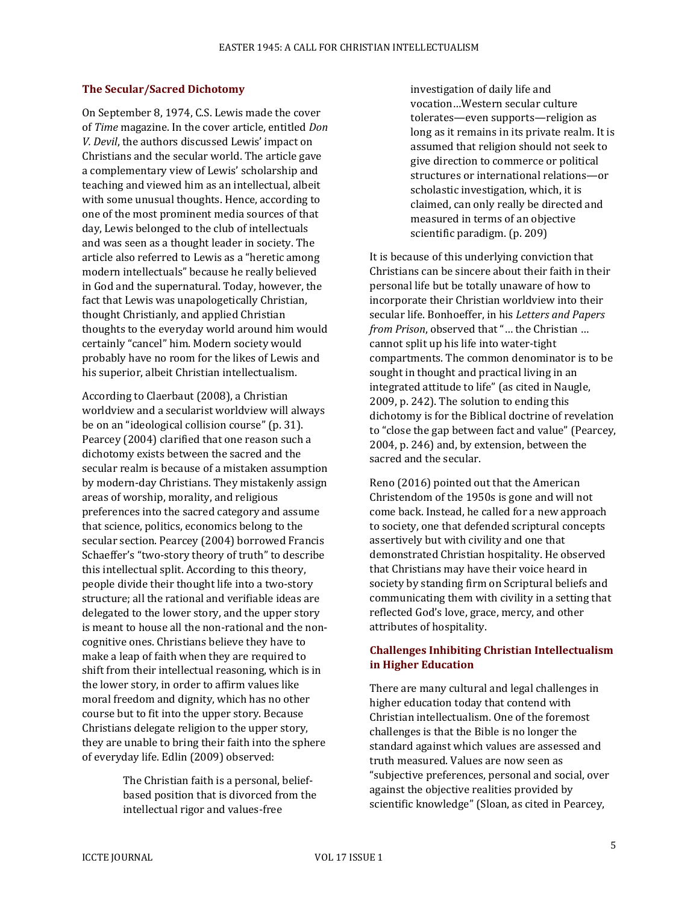### The Secular/Sacred Dichotomy

On September 8, 1974, C.S. Lewis made the cover of *Time* magazine. In the cover article, entitled *Don V. Devil*, the authors discussed Lewis' impact on Christians and the secular world. The article gave a complementary view of Lewis' scholarship and teaching and viewed him as an intellectual, albeit with some unusual thoughts. Hence, according to one of the most prominent media sources of that day, Lewis belonged to the club of intellectuals and was seen as a thought leader in society. The article also referred to Lewis as a "heretic among modern intellectuals" because he really believed in God and the supernatural. Today, however, the fact that Lewis was unapologetically Christian, thought Christianly, and applied Christian thoughts to the everyday world around him would certainly "cancel" him. Modern society would probably have no room for the likes of Lewis and his superior, albeit Christian intellectualism.

According to Claerbaut (2008), a Christian worldview and a secularist worldview will always be on an "ideological collision course" (p. 31). Pearcey (2004) clarified that one reason such a dichotomy exists between the sacred and the secular realm is because of a mistaken assumption by modern-day Christians. They mistakenly assign areas of worship, morality, and religious preferences into the sacred category and assume that science, politics, economics belong to the secular section. Pearcey (2004) borrowed Francis Schaeffer's "two-story theory of truth" to describe this intellectual split. According to this theory, people divide their thought life into a two-story structure; all the rational and verifiable ideas are delegated to the lower story, and the upper story is meant to house all the non-rational and the non-cognitive ones. Christians believe they have to make a leap of faith when they are required to shift from their intellectual reasoning, which is in the lower story, in order to affirm values like moral freedom and dignity, which has no other course but to fit into the upper story. Because Christians delegate religion to the upper story, they are unable to bring their faith into the sphere of everyday life. Edlin (2009) observed:

> The Christian faith is a personal, belief-based position that is divorced from the intellectual rigor and values-free investigation of daily life and vocation…Western secular culture tolerates—even supports—religion as long as it remains in its private realm. It is assumed that religion should not seek to give direction to commerce or political structures or international relations—or scholastic investigation, which, it is claimed, can only really be directed and measured in terms of an objective scientific paradigm. (p. 209)

It is because of this underlying conviction that Christians can be sincere about their faith in their personal life but be totally unaware of how to incorporate their Christian worldview into their secular life. Bonhoeffer, in his *Letters and Papers from Prison*, observed that "… the Christian … cannot split up his life into water-tight compartments. The common denominator is to be sought in thought and practical living in an integrated attitude to life" (as cited in Naugle, 2009, p. 242). The solution to ending this dichotomy is for the Biblical doctrine of revelation to "close the gap between fact and value" (Pearcey, 2004, p. 246) and, by extension, between the sacred and the secular.

Reno (2016) pointed out that the American Christendom of the 1950s is gone and will not come back. Instead, he called for a new approach to society, one that defended scriptural concepts assertively but with civility and one that demonstrated Christian hospitality. He observed that Christians may have their voice heard in society by standing firm on Scriptural beliefs and communicating them with civility in a setting that reflected God's love, grace, mercy, and other attributes of hospitality.

### Challenges Inhibiting Christian Intellectualism in Higher Education

There are many cultural and legal challenges in higher education today that contend with Christian intellectualism. One of the foremost challenges is that the Bible is no longer the standard against which values are assessed and truth measured. Values are now seen as "subjective preferences, personal and social, over against the objective realities provided by scientific knowledge" (Sloan, as cited in Pearcey,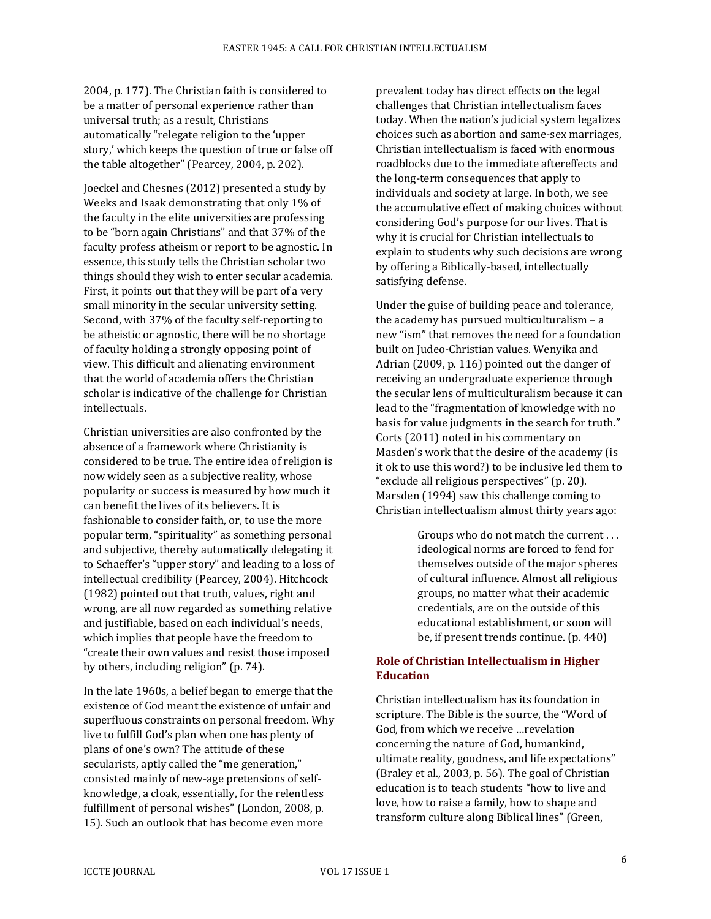2004, p. 177). The Christian faith is considered to be a matter of personal experience rather than universal truth; as a result, Christians automatically "relegate religion to the 'upper story,' which keeps the question of true or false off the table altogether" (Pearcey, 2004, p. 202).

Joeckel and Chesnes (2012) presented a study by Weeks and Isaak demonstrating that only 1% of the faculty in the elite universities are professing to be "born again Christians" and that 37% of the faculty profess atheism or report to be agnostic. In essence, this study tells the Christian scholar two things should they wish to enter secular academia. First, it points out that they will be part of a very small minority in the secular university setting. Second, with 37% of the faculty self-reporting to be atheistic or agnostic, there will be no shortage of faculty holding a strongly opposing point of view. This difficult and alienating environment that the world of academia offers the Christian scholar is indicative of the challenge for Christian intellectuals.

Christian universities are also confronted by the absence of a framework where Christianity is considered to be true. The entire idea of religion is now widely seen as a subjective reality, whose popularity or success is measured by how much it can benefit the lives of its believers. It is fashionable to consider faith, or, to use the more popular term, "spirituality" as something personal and subjective, thereby automatically delegating it to Schaeffer's "upper story" and leading to a loss of intellectual credibility (Pearcey, 2004). Hitchcock (1982) pointed out that truth, values, right and wrong, are all now regarded as something relative and justifiable, based on each individual's needs, which implies that people have the freedom to "create their own values and resist those imposed by others, including religion" (p. 74).

In the late 1960s, a belief began to emerge that the existence of God meant the existence of unfair and superfluous constraints on personal freedom. Why live to fulfill God's plan when one has plenty of plans of one's own? The attitude of these secularists, aptly called the "me generation," consisted mainly of new-age pretensions of self-knowledge, a cloak, essentially, for the relentless fulfillment of personal wishes" (London, 2008, p. 15). Such an outlook that has become even more prevalent today has direct effects on the legal challenges that Christian intellectualism faces today. When the nation's judicial system legalizes choices such as abortion and same-sex marriages, Christian intellectualism is faced with enormous roadblocks due to the immediate aftereffects and the long-term consequences that apply to individuals and society at large. In both, we see the accumulative effect of making choices without considering God's purpose for our lives. That is why it is crucial for Christian intellectuals to explain to students why such decisions are wrong by offering a Biblically-based, intellectually satisfying defense.

Under the guise of building peace and tolerance, the academy has pursued multiculturalism – a new "ism" that removes the need for a foundation built on Judeo-Christian values. Wenyika and Adrian (2009, p. 116) pointed out the danger of receiving an undergraduate experience through the secular lens of multiculturalism because it can lead to the "fragmentation of knowledge with no basis for value judgments in the search for truth." Corts (2011) noted in his commentary on Masden's work that the desire of the academy (is it ok to use this word?) to be inclusive led them to "exclude all religious perspectives" (p. 20). Marsden (1994) saw this challenge coming to Christian intellectualism almost thirty years ago:

> Groups who do not match the current . . . ideological norms are forced to fend for themselves outside of the major spheres of cultural influence. Almost all religious groups, no matter what their academic credentials, are on the outside of this educational establishment, or soon will be, if present trends continue. (p. 440)

## Role of Christian Intellectualism in Higher Education

Christian intellectualism has its foundation in scripture. The Bible is the source, the "Word of God, from which we receive …revelation concerning the nature of God, humankind, ultimate reality, goodness, and life expectations" (Braley et al., 2003, p. 56). The goal of Christian education is to teach students "how to live and love, how to raise a family, how to shape and transform culture along Biblical lines" (Green,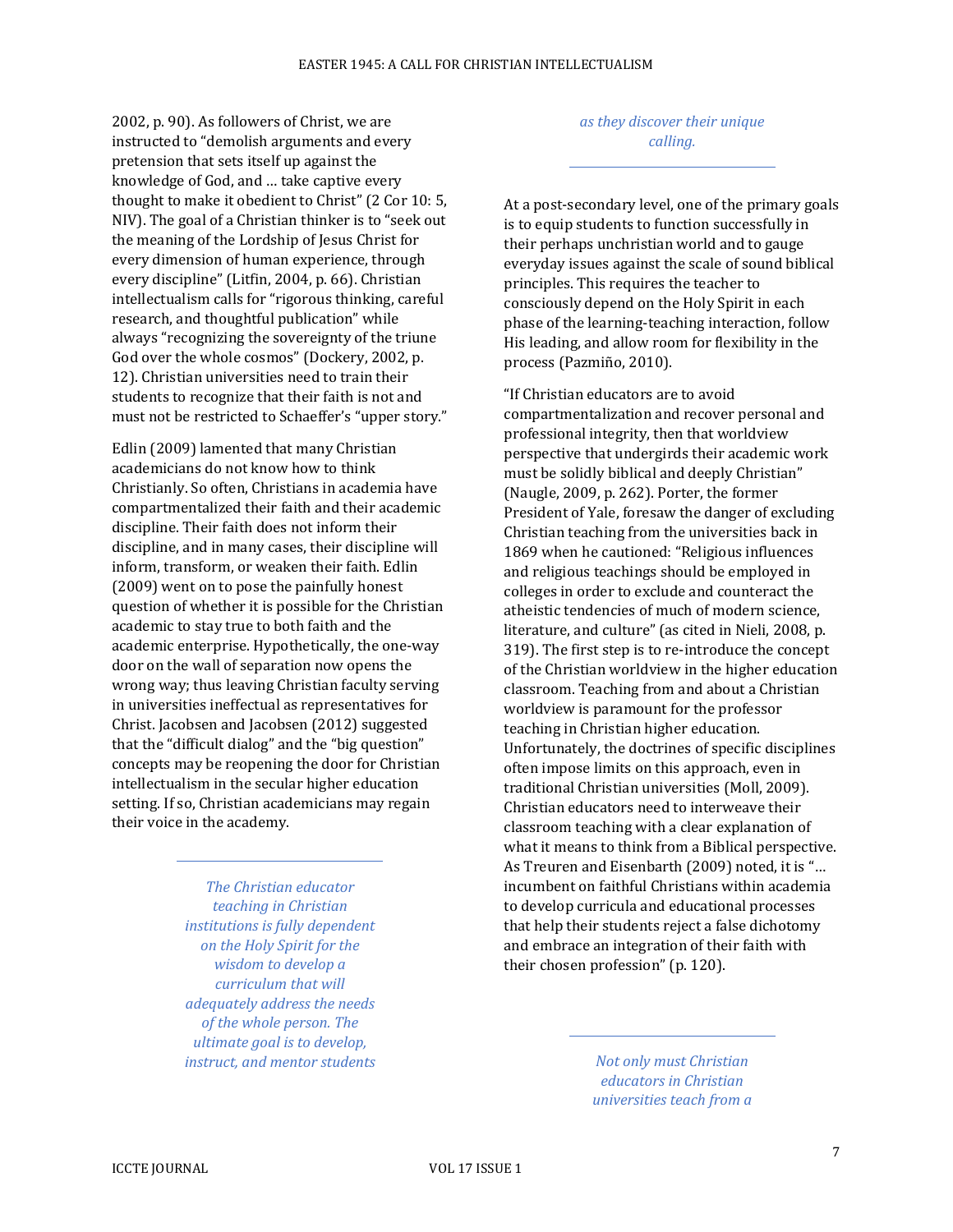2002, p. 90). As followers of Christ, we are instructed to "demolish arguments and every pretension that sets itself up against the knowledge of God, and … take captive every thought to make it obedient to Christ" (2 Cor 10: 5, NIV). The goal of a Christian thinker is to "seek out the meaning of the Lordship of Jesus Christ for every dimension of human experience, through every discipline" (Litfin, 2004, p. 66). Christian intellectualism calls for "rigorous thinking, careful research, and thoughtful publication" while always "recognizing the sovereignty of the triune God over the whole cosmos" (Dockery, 2002, p. 12). Christian universities need to train their students to recognize that their faith is not and must not be restricted to Schaeffer's "upper story."

Edlin (2009) lamented that many Christian academicians do not know how to think Christianly. So often, Christians in academia have compartmentalized their faith and their academic discipline. Their faith does not inform their discipline, and in many cases, their discipline will inform, transform, or weaken their faith. Edlin (2009) went on to pose the painfully honest question of whether it is possible for the Christian academic to stay true to both faith and the academic enterprise. Hypothetically, the one-way door on the wall of separation now opens the wrong way; thus leaving Christian faculty serving in universities ineffectual as representatives for Christ. Jacobsen and Jacobsen (2012) suggested that the "difficult dialog" and the "big question" concepts may be reopening the door for Christian intellectualism in the secular higher education setting. If so, Christian academicians may regain their voice in the academy.

---

*The Christian educator teaching in Christian institutions is fully dependent on the Holy Spirit for the wisdom to develop a curriculum that will adequately address the needs of the whole person. The ultimate goal is to develop, instruct, and mentor students as they discover their unique calling.*

---

At a post-secondary level, one of the primary goals is to equip students to function successfully in their perhaps unchristian world and to gauge everyday issues against the scale of sound biblical principles. This requires the teacher to consciously depend on the Holy Spirit in each phase of the learning-teaching interaction, follow His leading, and allow room for flexibility in the process (Pazmiño, 2010).

"If Christian educators are to avoid compartmentalization and recover personal and professional integrity, then that worldview perspective that undergirds their academic work must be solidly biblical and deeply Christian" (Naugle, 2009, p. 262). Porter, the former President of Yale, foresaw the danger of excluding Christian teaching from the universities back in 1869 when he cautioned: "Religious influences and religious teachings should be employed in colleges in order to exclude and counteract the atheistic tendencies of much of modern science, literature, and culture" (as cited in Nieli, 2008, p. 319). The first step is to re-introduce the concept of the Christian worldview in the higher education classroom. Teaching from and about a Christian worldview is paramount for the professor teaching in Christian higher education. Unfortunately, the doctrines of specific disciplines often impose limits on this approach, even in traditional Christian universities (Moll, 2009). Christian educators need to interweave their classroom teaching with a clear explanation of what it means to think from a Biblical perspective. As Treuren and Eisenbarth (2009) noted, it is "… incumbent on faithful Christians within academia to develop curricula and educational processes that help their students reject a false dichotomy and embrace an integration of their faith with their chosen profession" (p. 120).

---

*Not only must Christian educators in Christian universities teach from a*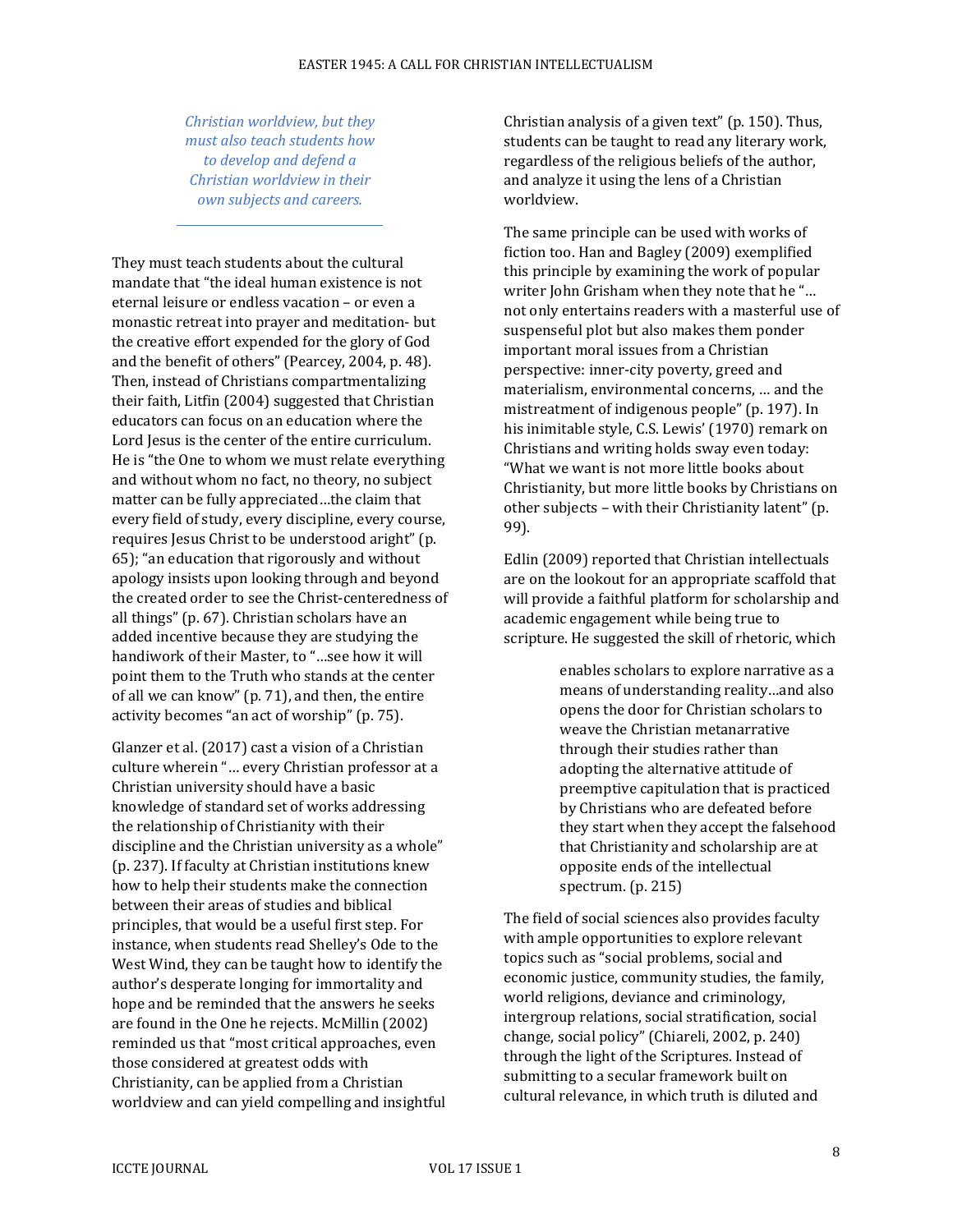*Christian worldview, but they must also teach students how to develop and defend a Christian worldview in their own subjects and careers.*

---

They must teach students about the cultural mandate that "the ideal human existence is not eternal leisure or endless vacation – or even a monastic retreat into prayer and meditation- but the creative effort expended for the glory of God and the benefit of others" (Pearcey, 2004, p. 48). Then, instead of Christians compartmentalizing their faith, Litfin (2004) suggested that Christian educators can focus on an education where the Lord Jesus is the center of the entire curriculum. He is "the One to whom we must relate everything and without whom no fact, no theory, no subject matter can be fully appreciated…the claim that every field of study, every discipline, every course, requires Jesus Christ to be understood aright" (p. 65); "an education that rigorously and without apology insists upon looking through and beyond the created order to see the Christ-centeredness of all things" (p. 67). Christian scholars have an added incentive because they are studying the handiwork of their Master, to "…see how it will point them to the Truth who stands at the center of all we can know" (p. 71), and then, the entire activity becomes "an act of worship" (p. 75).

Glanzer et al. (2017) cast a vision of a Christian culture wherein "… every Christian professor at a Christian university should have a basic knowledge of standard set of works addressing the relationship of Christianity with their discipline and the Christian university as a whole" (p. 237). If faculty at Christian institutions knew how to help their students make the connection between their areas of studies and biblical principles, that would be a useful first step. For instance, when students read Shelley's Ode to the West Wind, they can be taught how to identify the author's desperate longing for immortality and hope and be reminded that the answers he seeks are found in the One he rejects. McMillin (2002) reminded us that "most critical approaches, even those considered at greatest odds with Christianity, can be applied from a Christian worldview and can yield compelling and insightful Christian analysis of a given text" (p. 150). Thus, students can be taught to read any literary work, regardless of the religious beliefs of the author, and analyze it using the lens of a Christian worldview.

The same principle can be used with works of fiction too. Han and Bagley (2009) exemplified this principle by examining the work of popular writer John Grisham when they note that he "… not only entertains readers with a masterful use of suspenseful plot but also makes them ponder important moral issues from a Christian perspective: inner-city poverty, greed and materialism, environmental concerns, … and the mistreatment of indigenous people" (p. 197). In his inimitable style, C.S. Lewis' (1970) remark on Christians and writing holds sway even today: "What we want is not more little books about Christianity, but more little books by Christians on other subjects – with their Christianity latent" (p. 99).

Edlin (2009) reported that Christian intellectuals are on the lookout for an appropriate scaffold that will provide a faithful platform for scholarship and academic engagement while being true to scripture. He suggested the skill of rhetoric, which

> enables scholars to explore narrative as a means of understanding reality…and also opens the door for Christian scholars to weave the Christian metanarrative through their studies rather than adopting the alternative attitude of preemptive capitulation that is practiced by Christians who are defeated before they start when they accept the falsehood that Christianity and scholarship are at opposite ends of the intellectual spectrum. (p. 215)

The field of social sciences also provides faculty with ample opportunities to explore relevant topics such as "social problems, social and economic justice, community studies, the family, world religions, deviance and criminology, intergroup relations, social stratification, social change, social policy" (Chiareli, 2002, p. 240) through the light of the Scriptures. Instead of submitting to a secular framework built on cultural relevance, in which truth is diluted and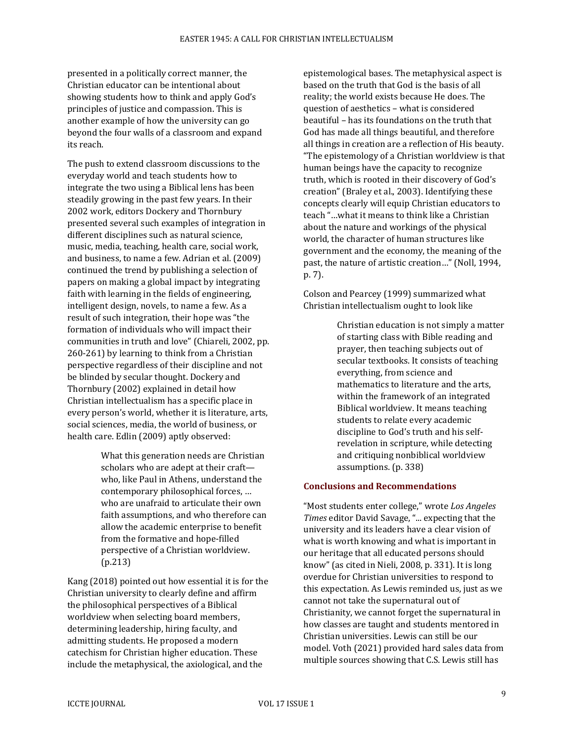presented in a politically correct manner, the Christian educator can be intentional about showing students how to think and apply God's principles of justice and compassion. This is another example of how the university can go beyond the four walls of a classroom and expand its reach.

The push to extend classroom discussions to the everyday world and teach students how to integrate the two using a Biblical lens has been steadily growing in the past few years. In their 2002 work, editors Dockery and Thornbury presented several such examples of integration in different disciplines such as natural science, music, media, teaching, health care, social work, and business, to name a few. Adrian et al. (2009) continued the trend by publishing a selection of papers on making a global impact by integrating faith with learning in the fields of engineering, intelligent design, novels, to name a few. As a result of such integration, their hope was "the formation of individuals who will impact their communities in truth and love" (Chiareli, 2002, pp. 260-261) by learning to think from a Christian perspective regardless of their discipline and not be blinded by secular thought. Dockery and Thornbury (2002) explained in detail how Christian intellectualism has a specific place in every person's world, whether it is literature, arts, social sciences, media, the world of business, or health care. Edlin (2009) aptly observed:

> What this generation needs are Christian scholars who are adept at their craft—who, like Paul in Athens, understand the contemporary philosophical forces, … who are unafraid to articulate their own faith assumptions, and who therefore can allow the academic enterprise to benefit from the formative and hope-filled perspective of a Christian worldview. (p.213)

Kang (2018) pointed out how essential it is for the Christian university to clearly define and affirm the philosophical perspectives of a Biblical worldview when selecting board members, determining leadership, hiring faculty, and admitting students. He proposed a modern catechism for Christian higher education. These include the metaphysical, the axiological, and the epistemological bases. The metaphysical aspect is based on the truth that God is the basis of all reality; the world exists because He does. The question of aesthetics – what is considered beautiful – has its foundations on the truth that God has made all things beautiful, and therefore all things in creation are a reflection of His beauty. "The epistemology of a Christian worldview is that human beings have the capacity to recognize truth, which is rooted in their discovery of God's creation" (Braley et al., 2003). Identifying these concepts clearly will equip Christian educators to teach "…what it means to think like a Christian about the nature and workings of the physical world, the character of human structures like government and the economy, the meaning of the past, the nature of artistic creation…" (Noll, 1994, p. 7).

Colson and Pearcey (1999) summarized what Christian intellectualism ought to look like

> Christian education is not simply a matter of starting class with Bible reading and prayer, then teaching subjects out of secular textbooks. It consists of teaching everything, from science and mathematics to literature and the arts, within the framework of an integrated Biblical worldview. It means teaching students to relate every academic discipline to God's truth and his self-revelation in scripture, while detecting and critiquing nonbiblical worldview assumptions. (p. 338)

## Conclusions and Recommendations

"Most students enter college," wrote *Los Angeles Times* editor David Savage, "... expecting that the university and its leaders have a clear vision of what is worth knowing and what is important in our heritage that all educated persons should know" (as cited in Nieli, 2008, p. 331). It is long overdue for Christian universities to respond to this expectation. As Lewis reminded us, just as we cannot not take the supernatural out of Christianity, we cannot forget the supernatural in how classes are taught and students mentored in Christian universities. Lewis can still be our model. Voth (2021) provided hard sales data from multiple sources showing that C.S. Lewis still has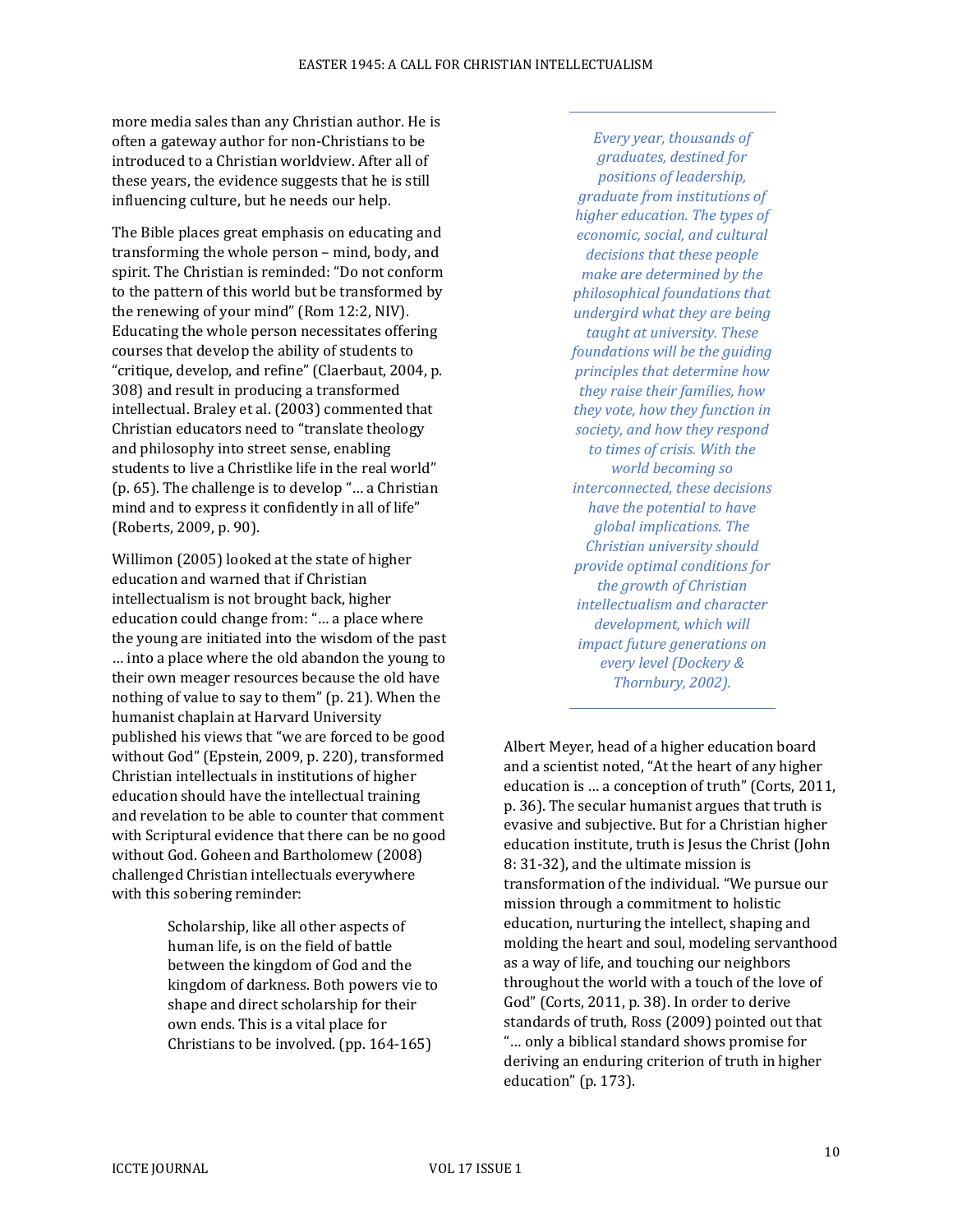more media sales than any Christian author. He is often a gateway author for non-Christians to be introduced to a Christian worldview. After all of these years, the evidence suggests that he is still influencing culture, but he needs our help.

The Bible places great emphasis on educating and transforming the whole person – mind, body, and spirit. The Christian is reminded: "Do not conform to the pattern of this world but be transformed by the renewing of your mind" (Rom 12:2, NIV). Educating the whole person necessitates offering courses that develop the ability of students to "critique, develop, and refine" (Claerbaut, 2004, p. 308) and result in producing a transformed intellectual. Braley et al. (2003) commented that Christian educators need to "translate theology and philosophy into street sense, enabling students to live a Christlike life in the real world" (p. 65). The challenge is to develop "… a Christian mind and to express it confidently in all of life" (Roberts, 2009, p. 90).

Willimon (2005) looked at the state of higher education and warned that if Christian intellectualism is not brought back, higher education could change from: "… a place where the young are initiated into the wisdom of the past … into a place where the old abandon the young to their own meager resources because the old have nothing of value to say to them" (p. 21). When the humanist chaplain at Harvard University published his views that "we are forced to be good without God" (Epstein, 2009, p. 220), transformed Christian intellectuals in institutions of higher education should have the intellectual training and revelation to be able to counter that comment with Scriptural evidence that there can be no good without God. Goheen and Bartholomew (2008) challenged Christian intellectuals everywhere with this sobering reminder:

> Scholarship, like all other aspects of human life, is on the field of battle between the kingdom of God and the kingdom of darkness. Both powers vie to shape and direct scholarship for their own ends. This is a vital place for Christians to be involved. (pp. 164-165)

> *Every year, thousands of graduates, destined for positions of leadership, graduate from institutions of higher education. The types of economic, social, and cultural decisions that these people make are determined by the philosophical foundations that undergird what they are being taught at university. These foundations will be the guiding principles that determine how they raise their families, how they vote, how they function in society, and how they respond to times of crisis. With the world becoming so interconnected, these decisions have the potential to have global implications. The Christian university should provide optimal conditions for the growth of Christian intellectualism and character development, which will impact future generations on every level (Dockery & Thornbury, 2002).*

Albert Meyer, head of a higher education board and a scientist noted, "At the heart of any higher education is … a conception of truth" (Corts, 2011, p. 36). The secular humanist argues that truth is evasive and subjective. But for a Christian higher education institute, truth is Jesus the Christ (John 8: 31-32), and the ultimate mission is transformation of the individual. "We pursue our mission through a commitment to holistic education, nurturing the intellect, shaping and molding the heart and soul, modeling servanthood as a way of life, and touching our neighbors throughout the world with a touch of the love of God" (Corts, 2011, p. 38). In order to derive standards of truth, Ross (2009) pointed out that "… only a biblical standard shows promise for deriving an enduring criterion of truth in higher education" (p. 173).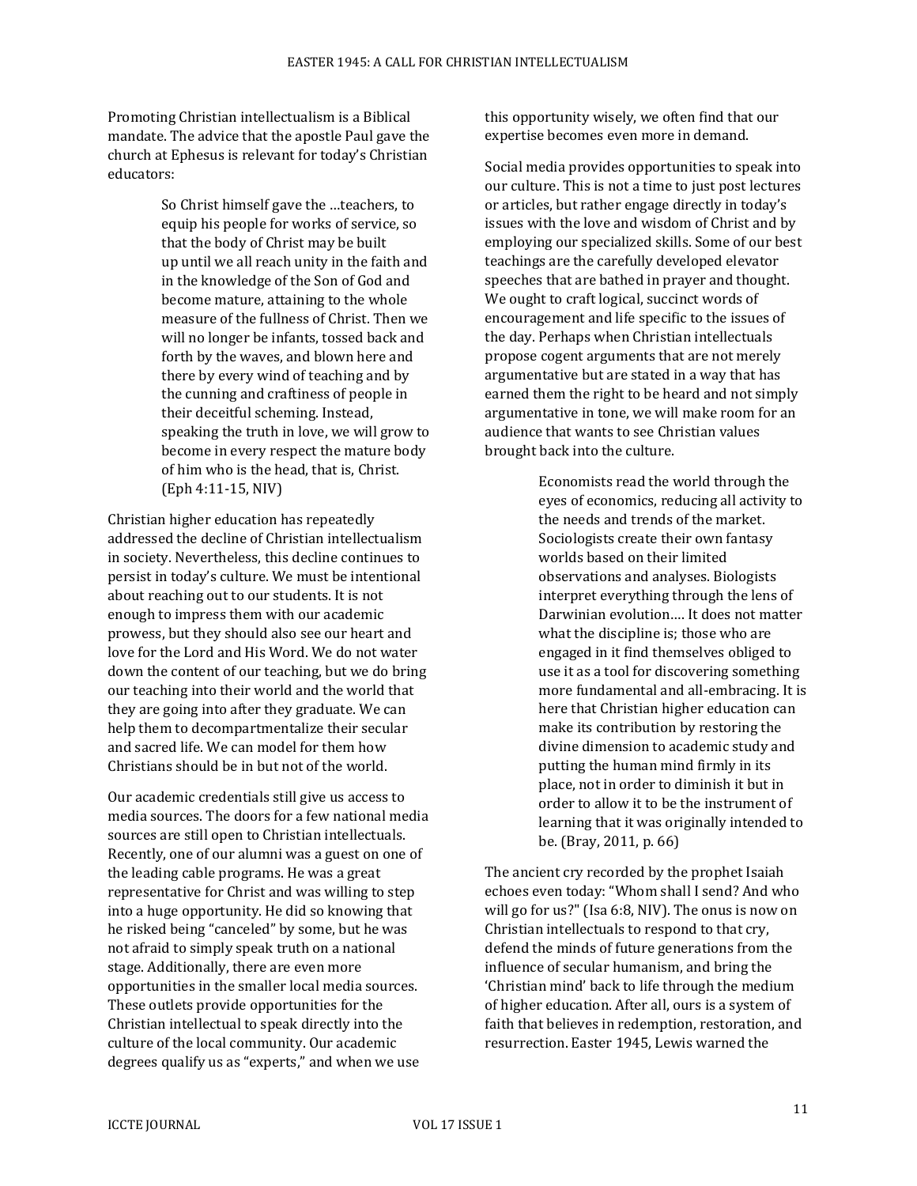Promoting Christian intellectualism is a Biblical mandate. The advice that the apostle Paul gave the church at Ephesus is relevant for today's Christian educators:

> So Christ himself gave the …teachers, to equip his people for works of service, so that the body of Christ may be built up until we all reach unity in the faith and in the knowledge of the Son of God and become mature, attaining to the whole measure of the fullness of Christ. Then we will no longer be infants, tossed back and forth by the waves, and blown here and there by every wind of teaching and by the cunning and craftiness of people in their deceitful scheming. Instead, speaking the truth in love, we will grow to become in every respect the mature body of him who is the head, that is, Christ. (Eph 4:11-15, NIV)

Christian higher education has repeatedly addressed the decline of Christian intellectualism in society. Nevertheless, this decline continues to persist in today's culture. We must be intentional about reaching out to our students. It is not enough to impress them with our academic prowess, but they should also see our heart and love for the Lord and His Word. We do not water down the content of our teaching, but we do bring our teaching into their world and the world that they are going into after they graduate. We can help them to decompartmentalize their secular and sacred life. We can model for them how Christians should be in but not of the world.

Our academic credentials still give us access to media sources. The doors for a few national media sources are still open to Christian intellectuals. Recently, one of our alumni was a guest on one of the leading cable programs. He was a great representative for Christ and was willing to step into a huge opportunity. He did so knowing that he risked being "canceled" by some, but he was not afraid to simply speak truth on a national stage. Additionally, there are even more opportunities in the smaller local media sources. These outlets provide opportunities for the Christian intellectual to speak directly into the culture of the local community. Our academic degrees qualify us as "experts," and when we use this opportunity wisely, we often find that our expertise becomes even more in demand.

Social media provides opportunities to speak into our culture. This is not a time to just post lectures or articles, but rather engage directly in today's issues with the love and wisdom of Christ and by employing our specialized skills. Some of our best teachings are the carefully developed elevator speeches that are bathed in prayer and thought. We ought to craft logical, succinct words of encouragement and life specific to the issues of the day. Perhaps when Christian intellectuals propose cogent arguments that are not merely argumentative but are stated in a way that has earned them the right to be heard and not simply argumentative in tone, we will make room for an audience that wants to see Christian values brought back into the culture.

> Economists read the world through the eyes of economics, reducing all activity to the needs and trends of the market. Sociologists create their own fantasy worlds based on their limited observations and analyses. Biologists interpret everything through the lens of Darwinian evolution…. It does not matter what the discipline is; those who are engaged in it find themselves obliged to use it as a tool for discovering something more fundamental and all-embracing. It is here that Christian higher education can make its contribution by restoring the divine dimension to academic study and putting the human mind firmly in its place, not in order to diminish it but in order to allow it to be the instrument of learning that it was originally intended to be. (Bray, 2011, p. 66)

The ancient cry recorded by the prophet Isaiah echoes even today: "Whom shall I send? And who will go for us?" (Isa 6:8, NIV). The onus is now on Christian intellectuals to respond to that cry, defend the minds of future generations from the influence of secular humanism, and bring the 'Christian mind' back to life through the medium of higher education. After all, ours is a system of faith that believes in redemption, restoration, and resurrection. Easter 1945, Lewis warned the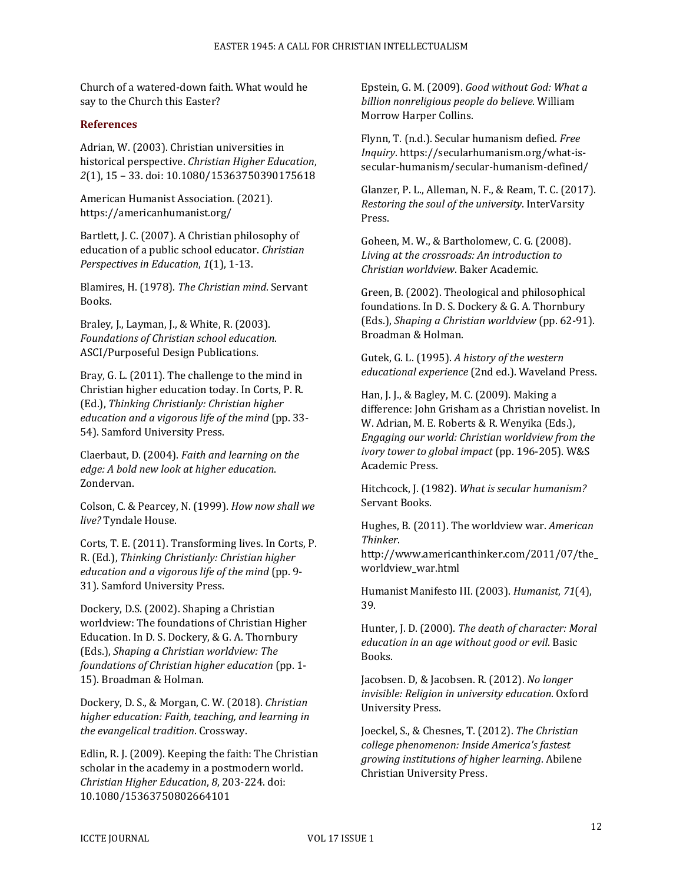Church of a watered-down faith. What would he say to the Church this Easter?

## References

Adrian, W. (2003). Christian universities in historical perspective. *Christian Higher Education*, *2*(1), 15 – 33. doi: 10.1080/15363750390175618

American Humanist Association. (2021). https://americanhumanist.org/

Bartlett, J. C. (2007). A Christian philosophy of education of a public school educator. *Christian Perspectives in Education*, *1*(1), 1-13.

Blamires, H. (1978). *The Christian mind*. Servant Books.

Braley, J., Layman, J., & White, R. (2003). *Foundations of Christian school education*. ASCI/Purposeful Design Publications.

Bray, G. L. (2011). The challenge to the mind in Christian higher education today. In Corts, P. R. (Ed.), *Thinking Christianly: Christian higher education and a vigorous life of the mind* (pp. 33-54). Samford University Press.

Claerbaut, D. (2004). *Faith and learning on the edge: A bold new look at higher education*. Zondervan.

Colson, C. & Pearcey, N. (1999). *How now shall we live?* Tyndale House.

Corts, T. E. (2011). Transforming lives. In Corts, P. R. (Ed.), *Thinking Christianly: Christian higher education and a vigorous life of the mind* (pp. 9-31). Samford University Press.

Dockery, D.S. (2002). Shaping a Christian worldview: The foundations of Christian Higher Education. In D. S. Dockery, & G. A. Thornbury (Eds.), *Shaping a Christian worldview: The foundations of Christian higher education* (pp. 1-15). Broadman & Holman.

Dockery, D. S., & Morgan, C. W. (2018). *Christian higher education: Faith, teaching, and learning in the evangelical tradition*. Crossway.

Edlin, R. J. (2009). Keeping the faith: The Christian scholar in the academy in a postmodern world. *Christian Higher Education*, *8*, 203-224. doi: 10.1080/15363750802664101

Epstein, G. M. (2009). *Good without God: What a billion nonreligious people do believe*. William Morrow Harper Collins.

Flynn, T. (n.d.). Secular humanism defied. *Free Inquiry*. https://secularhumanism.org/what-is-secular-humanism/secular-humanism-defined/

Glanzer, P. L., Alleman, N. F., & Ream, T. C. (2017). *Restoring the soul of the university*. InterVarsity Press.

Goheen, M. W., & Bartholomew, C. G. (2008). *Living at the crossroads: An introduction to Christian worldview*. Baker Academic.

Green, B. (2002). Theological and philosophical foundations. In D. S. Dockery & G. A. Thornbury (Eds.), *Shaping a Christian worldview* (pp. 62-91). Broadman & Holman.

Gutek, G. L. (1995). *A history of the western educational experience* (2nd ed.). Waveland Press.

Han, J. J., & Bagley, M. C. (2009). Making a difference: John Grisham as a Christian novelist. In W. Adrian, M. E. Roberts & R. Wenyika (Eds.), *Engaging our world: Christian worldview from the ivory tower to global impact* (pp. 196-205). W&S Academic Press.

Hitchcock, J. (1982). *What is secular humanism?* Servant Books.

Hughes, B. (2011). The worldview war. *American Thinker*. http://www.americanthinker.com/2011/07/the_worldview_war.html

Humanist Manifesto III. (2003). *Humanist*, *71*(4), 39.

Hunter, J. D. (2000). *The death of character: Moral education in an age without good or evil*. Basic Books.

Jacobsen. D, & Jacobsen. R. (2012). *No longer invisible: Religion in university education*. Oxford University Press.

Joeckel, S., & Chesnes, T. (2012). *The Christian college phenomenon: Inside America's fastest growing institutions of higher learning*. Abilene Christian University Press.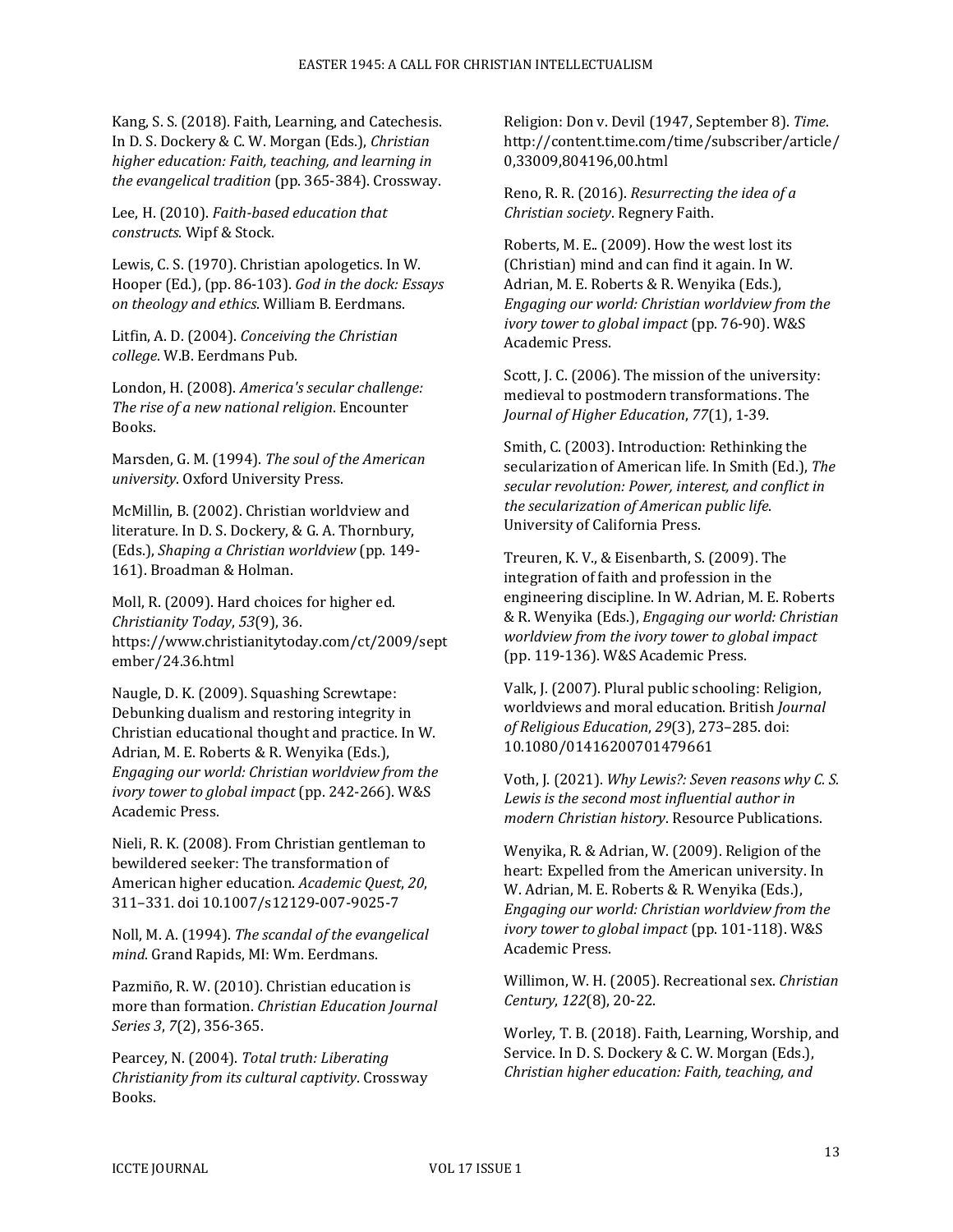Kang, S. S. (2018). Faith, Learning, and Catechesis. In D. S. Dockery & C. W. Morgan (Eds.), *Christian higher education: Faith, teaching, and learning in the evangelical tradition* (pp. 365-384). Crossway.

Lee, H. (2010). *Faith-based education that constructs.* Wipf & Stock.

Lewis, C. S. (1970). Christian apologetics. In W. Hooper (Ed.), (pp. 86-103). *God in the dock: Essays on theology and ethics*. William B. Eerdmans.

Litfin, A. D. (2004). *Conceiving the Christian college*. W.B. Eerdmans Pub.

London, H. (2008). *America's secular challenge: The rise of a new national religion*. Encounter Books.

Marsden, G. M. (1994). *The soul of the American university*. Oxford University Press.

McMillin, B. (2002). Christian worldview and literature. In D. S. Dockery, & G. A. Thornbury, (Eds.), *Shaping a Christian worldview* (pp. 149-161). Broadman & Holman.

Moll, R. (2009). Hard choices for higher ed. *Christianity Today*, *53*(9), 36. https://www.christianitytoday.com/ct/2009/september/24.36.html

Naugle, D. K. (2009). Squashing Screwtape: Debunking dualism and restoring integrity in Christian educational thought and practice. In W. Adrian, M. E. Roberts & R. Wenyika (Eds.), *Engaging our world: Christian worldview from the ivory tower to global impact* (pp. 242-266). W&S Academic Press.

Nieli, R. K. (2008). From Christian gentleman to bewildered seeker: The transformation of American higher education. *Academic Quest*, *20*, 311–331. doi 10.1007/s12129-007-9025-7

Noll, M. A. (1994). *The scandal of the evangelical mind*. Grand Rapids, MI: Wm. Eerdmans.

Pazmiño, R. W. (2010). Christian education is more than formation. *Christian Education Journal Series 3*, *7*(2), 356-365.

Pearcey, N. (2004). *Total truth: Liberating Christianity from its cultural captivity*. Crossway Books.

Religion: Don v. Devil (1947, September 8). *Time*. http://content.time.com/time/subscriber/article/0,33009,804196,00.html

Reno, R. R. (2016). *Resurrecting the idea of a Christian society*. Regnery Faith.

Roberts, M. E.. (2009). How the west lost its (Christian) mind and can find it again. In W. Adrian, M. E. Roberts & R. Wenyika (Eds.), *Engaging our world: Christian worldview from the ivory tower to global impact* (pp. 76-90). W&S Academic Press.

Scott, J. C. (2006). The mission of the university: medieval to postmodern transformations. The *Journal of Higher Education*, *77*(1), 1-39.

Smith, C. (2003). Introduction: Rethinking the secularization of American life. In Smith (Ed.), *The secular revolution: Power, interest, and conflict in the secularization of American public life*. University of California Press.

Treuren, K. V., & Eisenbarth, S. (2009). The integration of faith and profession in the engineering discipline. In W. Adrian, M. E. Roberts & R. Wenyika (Eds.), *Engaging our world: Christian worldview from the ivory tower to global impact* (pp. 119-136). W&S Academic Press.

Valk, J. (2007). Plural public schooling: Religion, worldviews and moral education. British *Journal of Religious Education*, *29*(3), 273–285. doi: 10.1080/01416200701479661

Voth, J. (2021). *Why Lewis?: Seven reasons why C. S. Lewis is the second most influential author in modern Christian history*. Resource Publications.

Wenyika, R. & Adrian, W. (2009). Religion of the heart: Expelled from the American university. In W. Adrian, M. E. Roberts & R. Wenyika (Eds.), *Engaging our world: Christian worldview from the ivory tower to global impact* (pp. 101-118). W&S Academic Press.

Willimon, W. H. (2005). Recreational sex. *Christian Century*, *122*(8), 20-22.

Worley, T. B. (2018). Faith, Learning, Worship, and Service. In D. S. Dockery & C. W. Morgan (Eds.), *Christian higher education: Faith, teaching, and*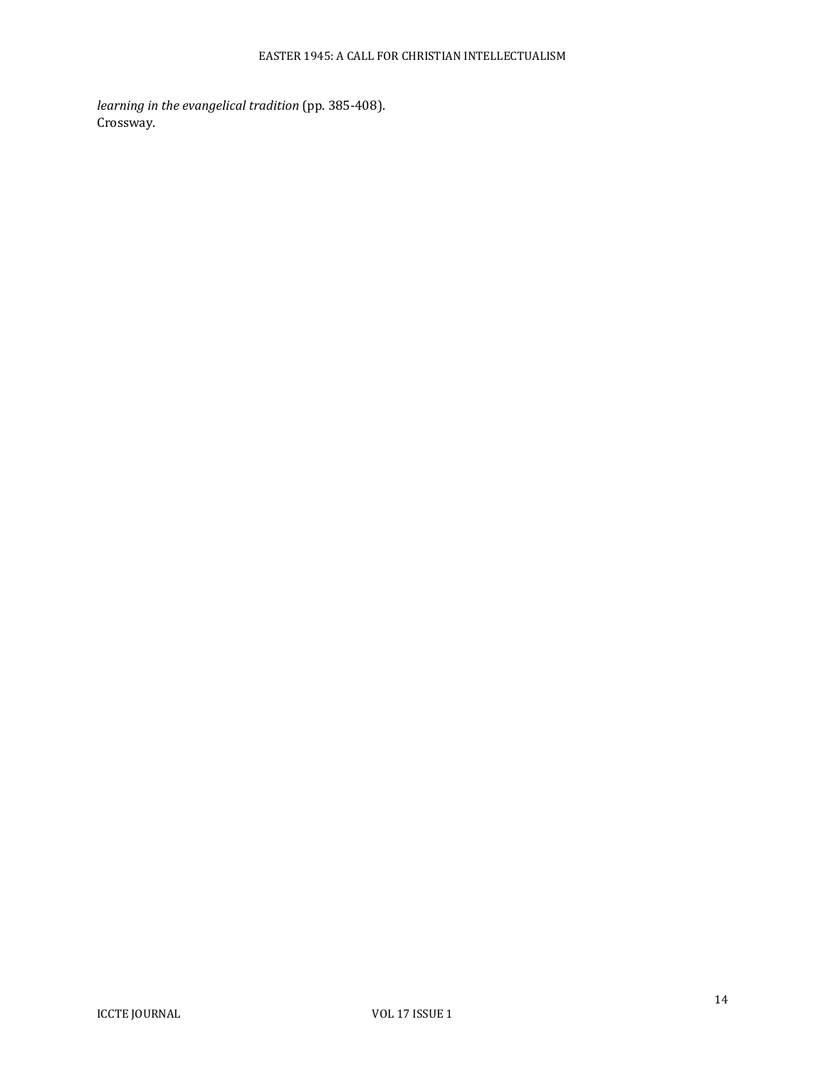*learning in the evangelical tradition* (pp. 385-408). Crossway.